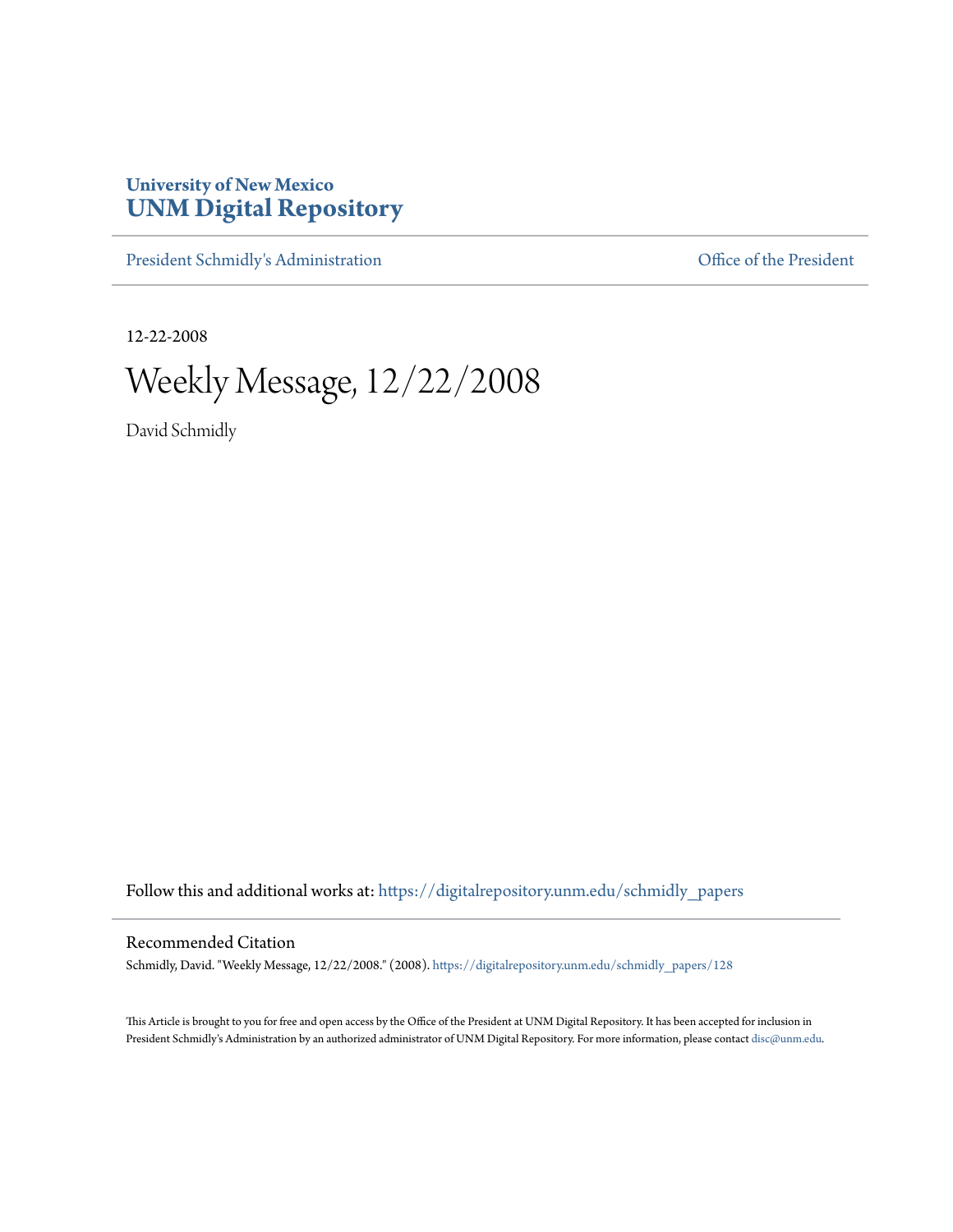**University of New Mexico**
**UNM Digital Repository**

President Schmidly's Administration | Office of the President

12-22-2008

# Weekly Message, 12/22/2008

David Schmidly

Follow this and additional works at: https://digitalrepository.unm.edu/schmidly_papers

## Recommended Citation

Schmidly, David. "Weekly Message, 12/22/2008." (2008). https://digitalrepository.unm.edu/schmidly_papers/128

This Article is brought to you for free and open access by the Office of the President at UNM Digital Repository. It has been accepted for inclusion in President Schmidly's Administration by an authorized administrator of UNM Digital Repository. For more information, please contact disc@unm.edu.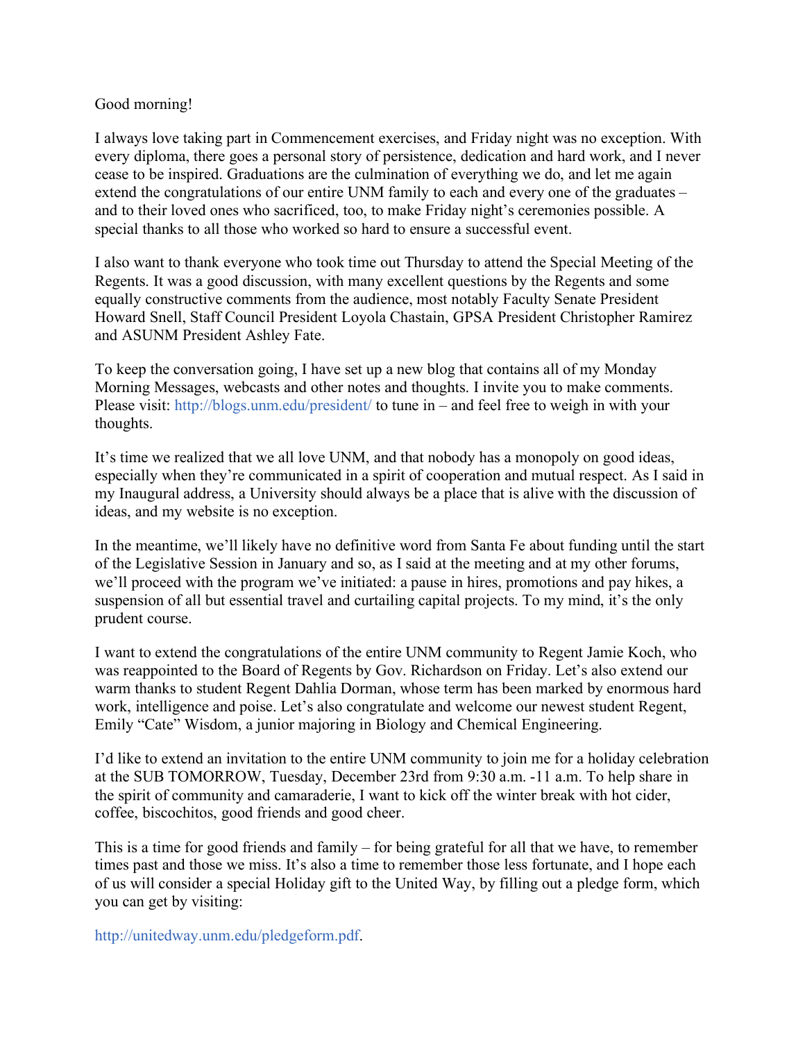Good morning!

I always love taking part in Commencement exercises, and Friday night was no exception. With every diploma, there goes a personal story of persistence, dedication and hard work, and I never cease to be inspired. Graduations are the culmination of everything we do, and let me again extend the congratulations of our entire UNM family to each and every one of the graduates – and to their loved ones who sacrificed, too, to make Friday night's ceremonies possible. A special thanks to all those who worked so hard to ensure a successful event.

I also want to thank everyone who took time out Thursday to attend the Special Meeting of the Regents. It was a good discussion, with many excellent questions by the Regents and some equally constructive comments from the audience, most notably Faculty Senate President Howard Snell, Staff Council President Loyola Chastain, GPSA President Christopher Ramirez and ASUNM President Ashley Fate.

To keep the conversation going, I have set up a new blog that contains all of my Monday Morning Messages, webcasts and other notes and thoughts. I invite you to make comments. Please visit: http://blogs.unm.edu/president/ to tune in – and feel free to weigh in with your thoughts.

It's time we realized that we all love UNM, and that nobody has a monopoly on good ideas, especially when they're communicated in a spirit of cooperation and mutual respect. As I said in my Inaugural address, a University should always be a place that is alive with the discussion of ideas, and my website is no exception.

In the meantime, we'll likely have no definitive word from Santa Fe about funding until the start of the Legislative Session in January and so, as I said at the meeting and at my other forums, we'll proceed with the program we've initiated: a pause in hires, promotions and pay hikes, a suspension of all but essential travel and curtailing capital projects. To my mind, it's the only prudent course.

I want to extend the congratulations of the entire UNM community to Regent Jamie Koch, who was reappointed to the Board of Regents by Gov. Richardson on Friday. Let's also extend our warm thanks to student Regent Dahlia Dorman, whose term has been marked by enormous hard work, intelligence and poise. Let's also congratulate and welcome our newest student Regent, Emily "Cate" Wisdom, a junior majoring in Biology and Chemical Engineering.

I'd like to extend an invitation to the entire UNM community to join me for a holiday celebration at the SUB TOMORROW, Tuesday, December 23rd from 9:30 a.m. -11 a.m. To help share in the spirit of community and camaraderie, I want to kick off the winter break with hot cider, coffee, biscochitos, good friends and good cheer.

This is a time for good friends and family – for being grateful for all that we have, to remember times past and those we miss. It's also a time to remember those less fortunate, and I hope each of us will consider a special Holiday gift to the United Way, by filling out a pledge form, which you can get by visiting:

http://unitedway.unm.edu/pledgeform.pdf.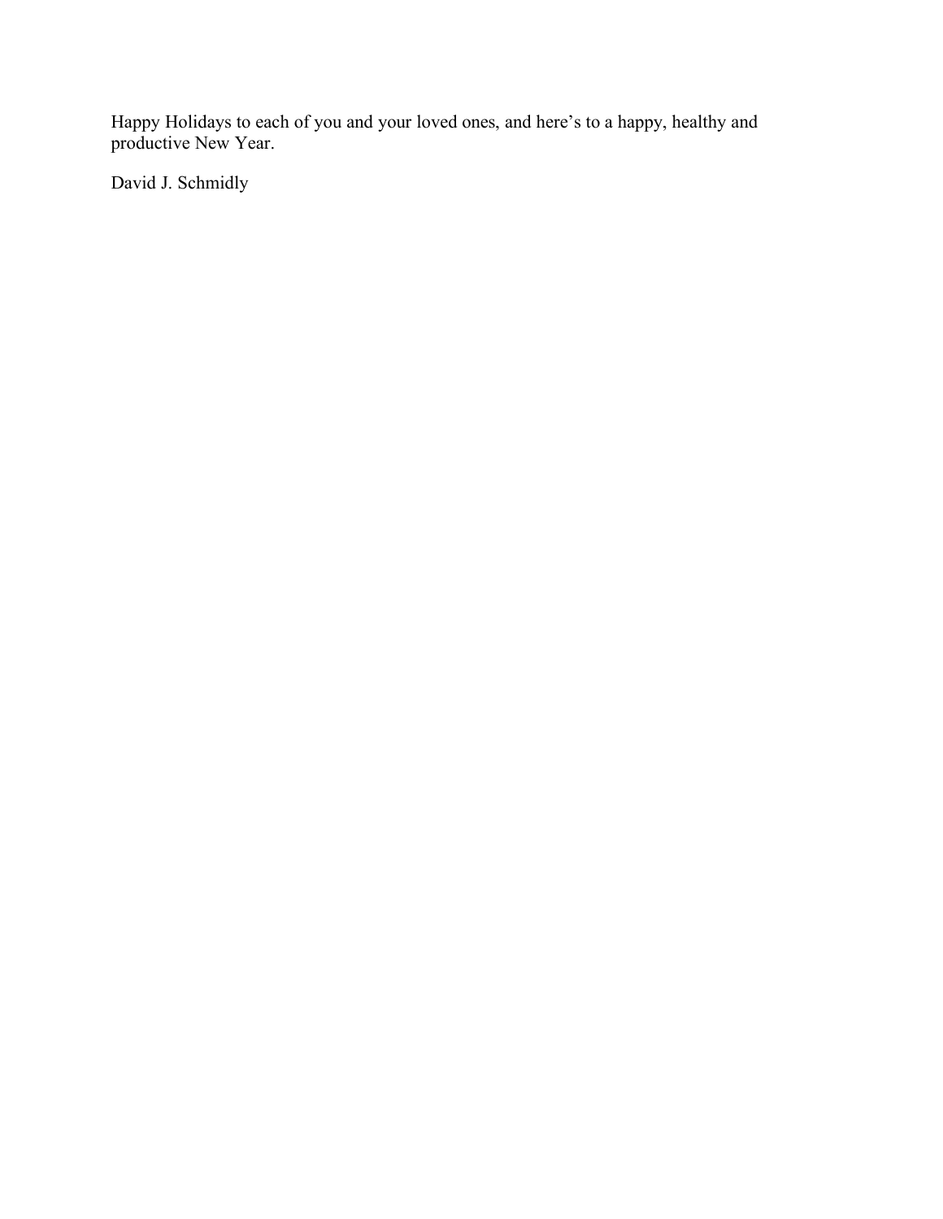Happy Holidays to each of you and your loved ones, and here's to a happy, healthy and productive New Year.

David J. Schmidly